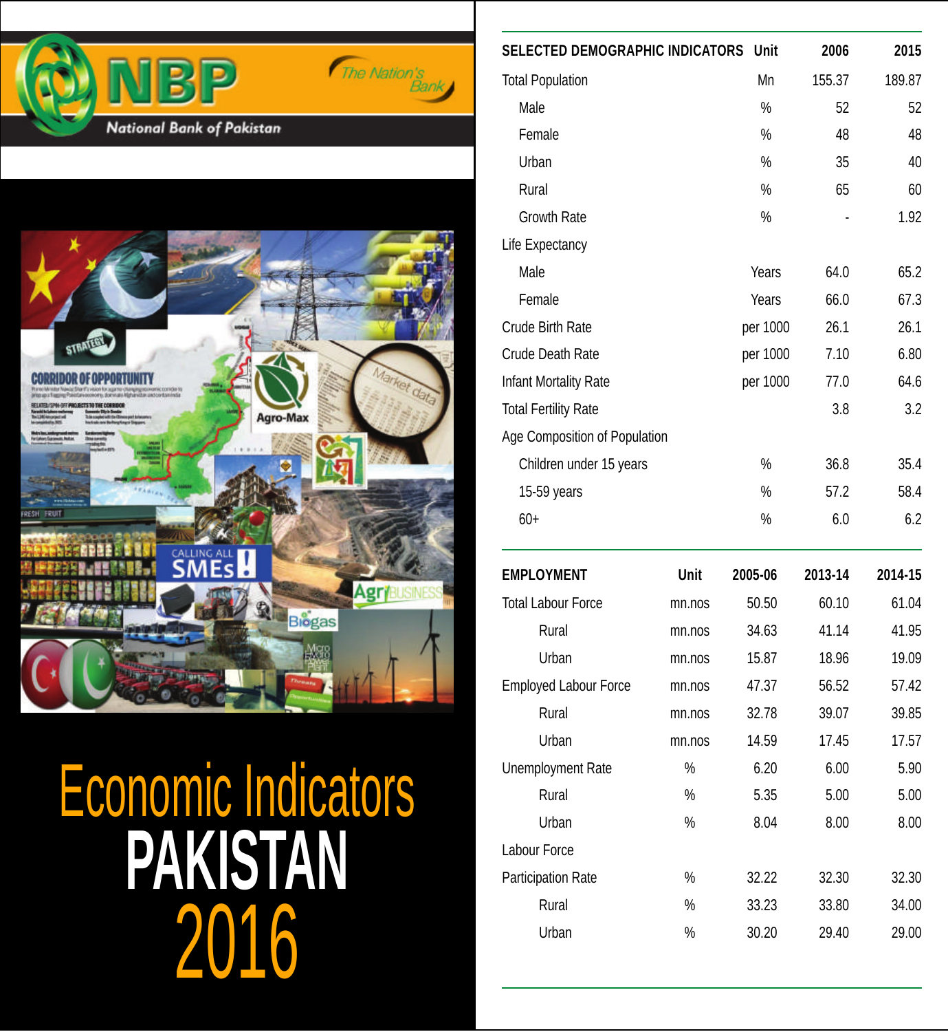NBP

National Bank of Pakistan

The Nation's Bank

# Economic Indicators PAKISTAN 2016

| SELECTED DEMOGRAPHIC INDICATORS | Unit | 2006 | 2015 |
|---|---|---|---|
| Total Population | Mn | 155.37 | 189.87 |
| Male | % | 52 | 52 |
| Female | % | 48 | 48 |
| Urban | % | 35 | 40 |
| Rural | % | 65 | 60 |
| Growth Rate | % | - | 1.92 |
| Life Expectancy | | | |
| Male | Years | 64.0 | 65.2 |
| Female | Years | 66.0 | 67.3 |
| Crude Birth Rate | per 1000 | 26.1 | 26.1 |
| Crude Death Rate | per 1000 | 7.10 | 6.80 |
| Infant Mortality Rate | per 1000 | 77.0 | 64.6 |
| Total Fertility Rate | | 3.8 | 3.2 |
| Age Composition of Population | | | |
| Children under 15 years | % | 36.8 | 35.4 |
| 15-59 years | % | 57.2 | 58.4 |
| 60+ | % | 6.0 | 6.2 |

| EMPLOYMENT | Unit | 2005-06 | 2013-14 | 2014-15 |
|---|---|---|---|---|
| Total Labour Force | mn.nos | 50.50 | 60.10 | 61.04 |
| Rural | mn.nos | 34.63 | 41.14 | 41.95 |
| Urban | mn.nos | 15.87 | 18.96 | 19.09 |
| Employed Labour Force | mn.nos | 47.37 | 56.52 | 57.42 |
| Rural | mn.nos | 32.78 | 39.07 | 39.85 |
| Urban | mn.nos | 14.59 | 17.45 | 17.57 |
| Unemployment Rate | % | 6.20 | 6.00 | 5.90 |
| Rural | % | 5.35 | 5.00 | 5.00 |
| Urban | % | 8.04 | 8.00 | 8.00 |
| Labour Force | | | | |
| Participation Rate | % | 32.22 | 32.30 | 32.30 |
| Rural | % | 33.23 | 33.80 | 34.00 |
| Urban | % | 30.20 | 29.40 | 29.00 |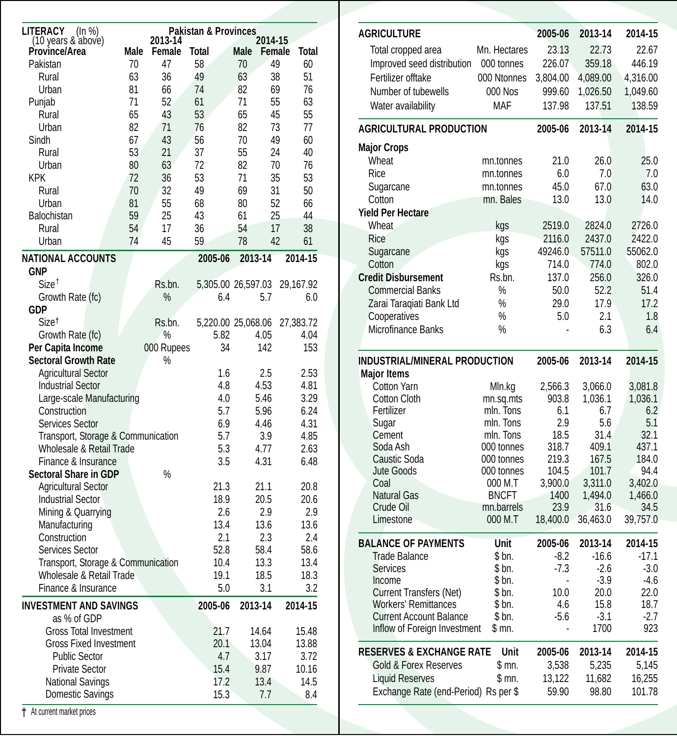## LITERACY (In %) (10 years & above) — Pakistan & Provinces

| Province/Area | 2013-14 Male | 2013-14 Female | 2013-14 Total | 2014-15 Male | 2014-15 Female | 2014-15 Total |
|---|---|---|---|---|---|---|
| Pakistan | 70 | 47 | 58 | 70 | 49 | 60 |
| Rural | 63 | 36 | 49 | 63 | 38 | 51 |
| Urban | 81 | 66 | 74 | 82 | 69 | 76 |
| Punjab | 71 | 52 | 61 | 71 | 55 | 63 |
| Rural | 65 | 43 | 53 | 65 | 45 | 55 |
| Urban | 82 | 71 | 76 | 82 | 73 | 77 |
| Sindh | 67 | 43 | 56 | 70 | 49 | 60 |
| Rural | 53 | 21 | 37 | 55 | 24 | 40 |
| Urban | 80 | 63 | 72 | 82 | 70 | 76 |
| KPK | 72 | 36 | 53 | 71 | 35 | 53 |
| Rural | 70 | 32 | 49 | 69 | 31 | 50 |
| Urban | 81 | 55 | 68 | 80 | 52 | 66 |
| Balochistan | 59 | 25 | 43 | 61 | 25 | 44 |
| Rural | 54 | 17 | 36 | 54 | 17 | 38 |
| Urban | 74 | 45 | 59 | 78 | 42 | 61 |

## NATIONAL ACCOUNTS

| NATIONAL ACCOUNTS | Unit | 2005-06 | 2013-14 | 2014-15 |
|---|---|---|---|---|
| **GNP** | | | | |
| Size† | Rs.bn. | 5,305.00 | 26,597.03 | 29,167.92 |
| Growth Rate (fc) | % | 6.4 | 5.7 | 6.0 |
| **GDP** | | | | |
| Size† | Rs.bn. | 5,220.00 | 25,068.06 | 27,383.72 |
| Growth Rate (fc) | % | 5.82 | 4.05 | 4.04 |
| **Per Capita Income** | 000 Rupees | 34 | 142 | 153 |
| **Sectoral Growth Rate** | % | | | |
| Agricultural Sector | | 1.6 | 2.5 | 2.53 |
| Industrial Sector | | 4.8 | 4.53 | 4.81 |
| Large-scale Manufacturing | | 4.0 | 5.46 | 3.29 |
| Construction | | 5.7 | 5.96 | 6.24 |
| Services Sector | | 6.9 | 4.46 | 4.31 |
| Transport, Storage & Communication | | 5.7 | 3.9 | 4.85 |
| Wholesale & Retail Trade | | 5.3 | 4.77 | 2.63 |
| Finance & Insurance | | 3.5 | 4.31 | 6.48 |
| **Sectoral Share in GDP** | % | | | |
| Agricultural Sector | | 21.3 | 21.1 | 20.8 |
| Industrial Sector | | 18.9 | 20.5 | 20.6 |
| Mining & Quarrying | | 2.6 | 2.9 | 2.9 |
| Manufacturing | | 13.4 | 13.6 | 13.6 |
| Construction | | 2.1 | 2.3 | 2.4 |
| Services Sector | | 52.8 | 58.4 | 58.6 |
| Transport, Storage & Communication | | 10.4 | 13.3 | 13.4 |
| Wholesale & Retail Trade | | 19.1 | 18.5 | 18.3 |
| Finance & Insurance | | 5.0 | 3.1 | 3.2 |

## INVESTMENT AND SAVINGS

| INVESTMENT AND SAVINGS (as % of GDP) | 2005-06 | 2013-14 | 2014-15 |
|---|---|---|---|
| Gross Total Investment | 21.7 | 14.64 | 15.48 |
| Gross Fixed Investment | 20.1 | 13.04 | 13.88 |
| Public Sector | 4.7 | 3.17 | 3.72 |
| Private Sector | 15.4 | 9.87 | 10.16 |
| National Savings | 17.2 | 13.4 | 14.5 |
| Domestic Savings | 15.3 | 7.7 | 8.4 |

† At current market prices

## AGRICULTURE

| AGRICULTURE | Unit | 2005-06 | 2013-14 | 2014-15 |
|---|---|---|---|---|
| Total cropped area | Mn. Hectares | 23.13 | 22.73 | 22.67 |
| Improved seed distribution | 000 tonnes | 226.07 | 359.18 | 446.19 |
| Fertilizer offtake | 000 Ntonnes | 3,804.00 | 4,089.00 | 4,316.00 |
| Number of tubewells | 000 Nos | 999.60 | 1,026.50 | 1,049.60 |
| Water availability | MAF | 137.98 | 137.51 | 138.59 |

## AGRICULTURAL PRODUCTION

| AGRICULTURAL PRODUCTION | Unit | 2005-06 | 2013-14 | 2014-15 |
|---|---|---|---|---|
| **Major Crops** | | | | |
| Wheat | mn.tonnes | 21.0 | 26.0 | 25.0 |
| Rice | mn.tonnes | 6.0 | 7.0 | 7.0 |
| Sugarcane | mn.tonnes | 45.0 | 67.0 | 63.0 |
| Cotton | mn. Bales | 13.0 | 13.0 | 14.0 |
| **Yield Per Hectare** | | | | |
| Wheat | kgs | 2519.0 | 2824.0 | 2726.0 |
| Rice | kgs | 2116.0 | 2437.0 | 2422.0 |
| Sugarcane | kgs | 49246.0 | 57511.0 | 55062.0 |
| Cotton | kgs | 714.0 | 774.0 | 802.0 |
| **Credit Disbursement** | Rs.bn. | 137.0 | 256.0 | 326.0 |
| Commercial Banks | % | 50.0 | 52.2 | 51.4 |
| Zarai Taraqiati Bank Ltd | % | 29.0 | 17.9 | 17.2 |
| Cooperatives | % | 5.0 | 2.1 | 1.8 |
| Microfinance Banks | % | - | 6.3 | 6.4 |

## INDUSTRIAL/MINERAL PRODUCTION

| INDUSTRIAL/MINERAL PRODUCTION | Unit | 2005-06 | 2013-14 | 2014-15 |
|---|---|---|---|---|
| **Major Items** | | | | |
| Cotton Yarn | Mln.kg | 2,566.3 | 3,066.0 | 3,081.8 |
| Cotton Cloth | mn.sq.mts | 903.8 | 1,036.1 | 1,036.1 |
| Fertilizer | mln. Tons | 6.1 | 6.7 | 6.2 |
| Sugar | mln. Tons | 2.9 | 5.6 | 5.1 |
| Cement | mln. Tons | 18.5 | 31.4 | 32.1 |
| Soda Ash | 000 tonnes | 318.7 | 409.1 | 437.1 |
| Caustic Soda | 000 tonnes | 219.3 | 167.5 | 184.0 |
| Jute Goods | 000 tonnes | 104.5 | 101.7 | 94.4 |
| Coal | 000 M.T | 3,900.0 | 3,311.0 | 3,402.0 |
| Natural Gas | BNCFT | 1400 | 1,494.0 | 1,466.0 |
| Crude Oil | mn.barrels | 23.9 | 31.6 | 34.5 |
| Limestone | 000 M.T | 18,400.0 | 36,463.0 | 39,757.0 |

## BALANCE OF PAYMENTS

| BALANCE OF PAYMENTS | Unit | 2005-06 | 2013-14 | 2014-15 |
|---|---|---|---|---|
| Trade Balance | $ bn. | -8.2 | -16.6 | -17.1 |
| Services | $ bn. | -7.3 | -2.6 | -3.0 |
| Income | $ bn. | - | -3.9 | -4.6 |
| Current Transfers (Net) | $ bn. | 10.0 | 20.0 | 22.0 |
| Workers' Remittances | $ bn. | 4.6 | 15.8 | 18.7 |
| Current Account Balance | $ bn. | -5.6 | -3.1 | -2.7 |
| Inflow of Foreign Investment | $ mn. | - | 1700 | 923 |

## RESERVES & EXCHANGE RATE

| RESERVES & EXCHANGE RATE | Unit | 2005-06 | 2013-14 | 2014-15 |
|---|---|---|---|---|
| Gold & Forex Reserves | $ mn. | 3,538 | 5,235 | 5,145 |
| Liquid Reserves | $ mn. | 13,122 | 11,682 | 16,255 |
| Exchange Rate (end-Period) | Rs per $ | 59.90 | 98.80 | 101.78 |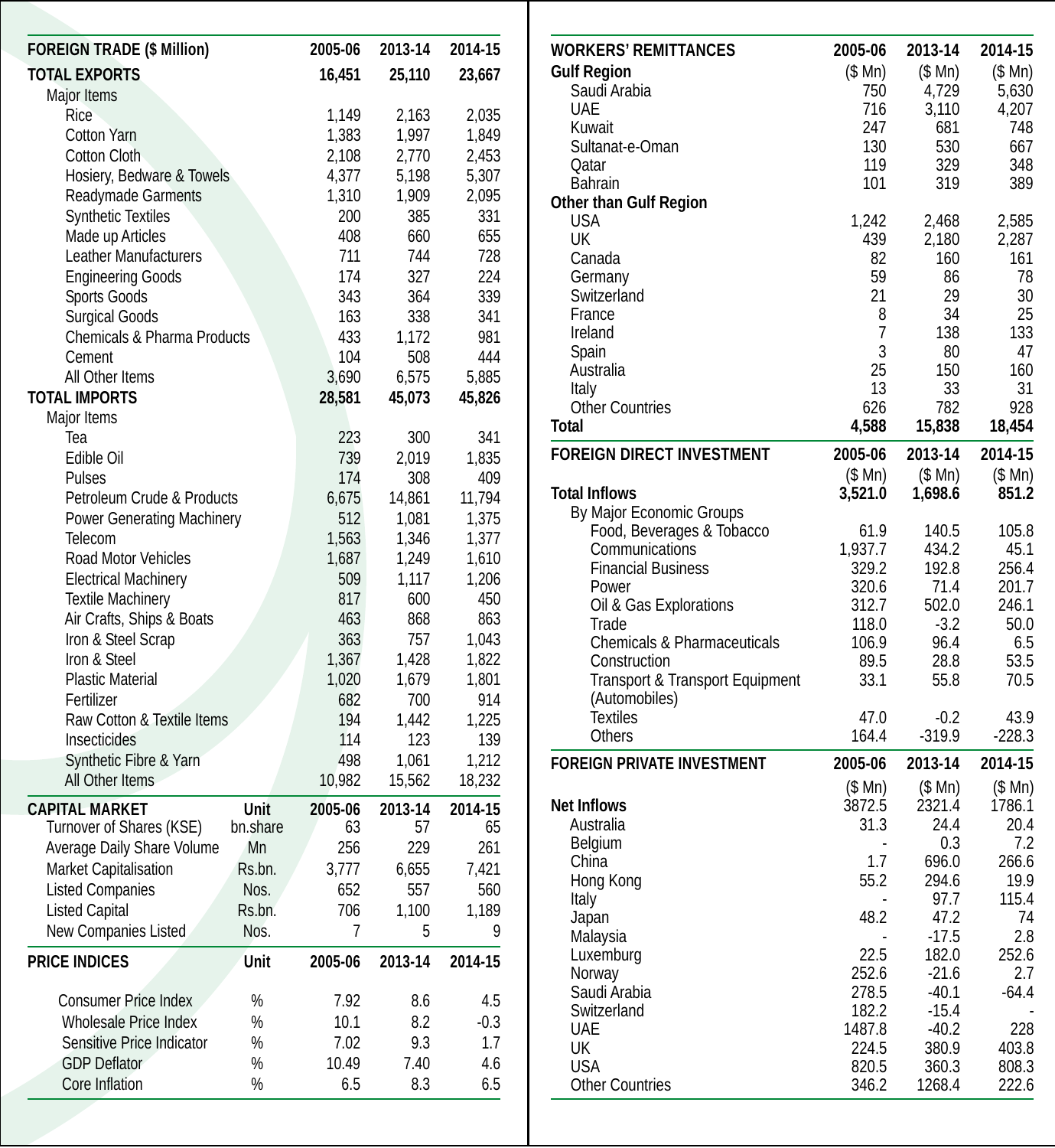| FOREIGN TRADE ($ Million) | 2005-06 | 2013-14 | 2014-15 |
|---|---|---|---|
| **TOTAL EXPORTS** | **16,451** | **25,110** | **23,667** |
| Major Items | | | |
| Rice | 1,149 | 2,163 | 2,035 |
| Cotton Yarn | 1,383 | 1,997 | 1,849 |
| Cotton Cloth | 2,108 | 2,770 | 2,453 |
| Hosiery, Bedware & Towels | 4,377 | 5,198 | 5,307 |
| Readymade Garments | 1,310 | 1,909 | 2,095 |
| Synthetic Textiles | 200 | 385 | 331 |
| Made up Articles | 408 | 660 | 655 |
| Leather Manufacturers | 711 | 744 | 728 |
| Engineering Goods | 174 | 327 | 224 |
| Sports Goods | 343 | 364 | 339 |
| Surgical Goods | 163 | 338 | 341 |
| Chemicals & Pharma Products | 433 | 1,172 | 981 |
| Cement | 104 | 508 | 444 |
| All Other Items | 3,690 | 6,575 | 5,885 |
| **TOTAL IMPORTS** | **28,581** | **45,073** | **45,826** |
| Major Items | | | |
| Tea | 223 | 300 | 341 |
| Edible Oil | 739 | 2,019 | 1,835 |
| Pulses | 174 | 308 | 409 |
| Petroleum Crude & Products | 6,675 | 14,861 | 11,794 |
| Power Generating Machinery | 512 | 1,081 | 1,375 |
| Telecom | 1,563 | 1,346 | 1,377 |
| Road Motor Vehicles | 1,687 | 1,249 | 1,610 |
| Electrical Machinery | 509 | 1,117 | 1,206 |
| Textile Machinery | 817 | 600 | 450 |
| Air Crafts, Ships & Boats | 463 | 868 | 863 |
| Iron & Steel Scrap | 363 | 757 | 1,043 |
| Iron & Steel | 1,367 | 1,428 | 1,822 |
| Plastic Material | 1,020 | 1,679 | 1,801 |
| Fertilizer | 682 | 700 | 914 |
| Raw Cotton & Textile Items | 194 | 1,442 | 1,225 |
| Insecticides | 114 | 123 | 139 |
| Synthetic Fibre & Yarn | 498 | 1,061 | 1,212 |
| All Other Items | 10,982 | 15,562 | 18,232 |

| CAPITAL MARKET | Unit | 2005-06 | 2013-14 | 2014-15 |
|---|---|---|---|---|
| Turnover of Shares (KSE) | bn.share | 63 | 57 | 65 |
| Average Daily Share Volume | Mn | 256 | 229 | 261 |
| Market Capitalisation | Rs.bn. | 3,777 | 6,655 | 7,421 |
| Listed Companies | Nos. | 652 | 557 | 560 |
| Listed Capital | Rs.bn. | 706 | 1,100 | 1,189 |
| New Companies Listed | Nos. | 7 | 5 | 9 |

| PRICE INDICES | Unit | 2005-06 | 2013-14 | 2014-15 |
|---|---|---|---|---|
| Consumer Price Index | % | 7.92 | 8.6 | 4.5 |
| Wholesale Price Index | % | 10.1 | 8.2 | -0.3 |
| Sensitive Price Indicator | % | 7.02 | 9.3 | 1.7 |
| GDP Deflator | % | 10.49 | 7.40 | 4.6 |
| Core Inflation | % | 6.5 | 8.3 | 6.5 |

| WORKERS' REMITTANCES | 2005-06 | 2013-14 | 2014-15 |
|---|---|---|---|
| **Gulf Region** | ($ Mn) | ($ Mn) | ($ Mn) |
| Saudi Arabia | 750 | 4,729 | 5,630 |
| UAE | 716 | 3,110 | 4,207 |
| Kuwait | 247 | 681 | 748 |
| Sultanat-e-Oman | 130 | 530 | 667 |
| Qatar | 119 | 329 | 348 |
| Bahrain | 101 | 319 | 389 |
| **Other than Gulf Region** | | | |
| USA | 1,242 | 2,468 | 2,585 |
| UK | 439 | 2,180 | 2,287 |
| Canada | 82 | 160 | 161 |
| Germany | 59 | 86 | 78 |
| Switzerland | 21 | 29 | 30 |
| France | 8 | 34 | 25 |
| Ireland | 7 | 138 | 133 |
| Spain | 3 | 80 | 47 |
| Australia | 25 | 150 | 160 |
| Italy | 13 | 33 | 31 |
| Other Countries | 626 | 782 | 928 |
| **Total** | **4,588** | **15,838** | **18,454** |

| FOREIGN DIRECT INVESTMENT | 2005-06 | 2013-14 | 2014-15 |
|---|---|---|---|
| | ($ Mn) | ($ Mn) | ($ Mn) |
| **Total Inflows** | **3,521.0** | **1,698.6** | **851.2** |
| By Major Economic Groups | | | |
| Food, Beverages & Tobacco | 61.9 | 140.5 | 105.8 |
| Communications | 1,937.7 | 434.2 | 45.1 |
| Financial Business | 329.2 | 192.8 | 256.4 |
| Power | 320.6 | 71.4 | 201.7 |
| Oil & Gas Explorations | 312.7 | 502.0 | 246.1 |
| Trade | 118.0 | -3.2 | 50.0 |
| Chemicals & Pharmaceuticals | 106.9 | 96.4 | 6.5 |
| Construction | 89.5 | 28.8 | 53.5 |
| Transport & Transport Equipment (Automobiles) | 33.1 | 55.8 | 70.5 |
| Textiles | 47.0 | -0.2 | 43.9 |
| Others | 164.4 | -319.9 | -228.3 |

| FOREIGN PRIVATE INVESTMENT | 2005-06 | 2013-14 | 2014-15 |
|---|---|---|---|
| | ($ Mn) | ($ Mn) | ($ Mn) |
| **Net Inflows** | 3872.5 | 2321.4 | 1786.1 |
| Australia | 31.3 | 24.4 | 20.4 |
| Belgium | - | 0.3 | 7.2 |
| China | 1.7 | 696.0 | 266.6 |
| Hong Kong | 55.2 | 294.6 | 19.9 |
| Italy | - | 97.7 | 115.4 |
| Japan | 48.2 | 47.2 | 74 |
| Malaysia | - | -17.5 | 2.8 |
| Luxemburg | 22.5 | 182.0 | 252.6 |
| Norway | 252.6 | -21.6 | 2.7 |
| Saudi Arabia | 278.5 | -40.1 | -64.4 |
| Switzerland | 182.2 | -15.4 | - |
| UAE | 1487.8 | -40.2 | 228 |
| UK | 224.5 | 380.9 | 403.8 |
| USA | 820.5 | 360.3 | 808.3 |
| Other Countries | 346.2 | 1268.4 | 222.6 |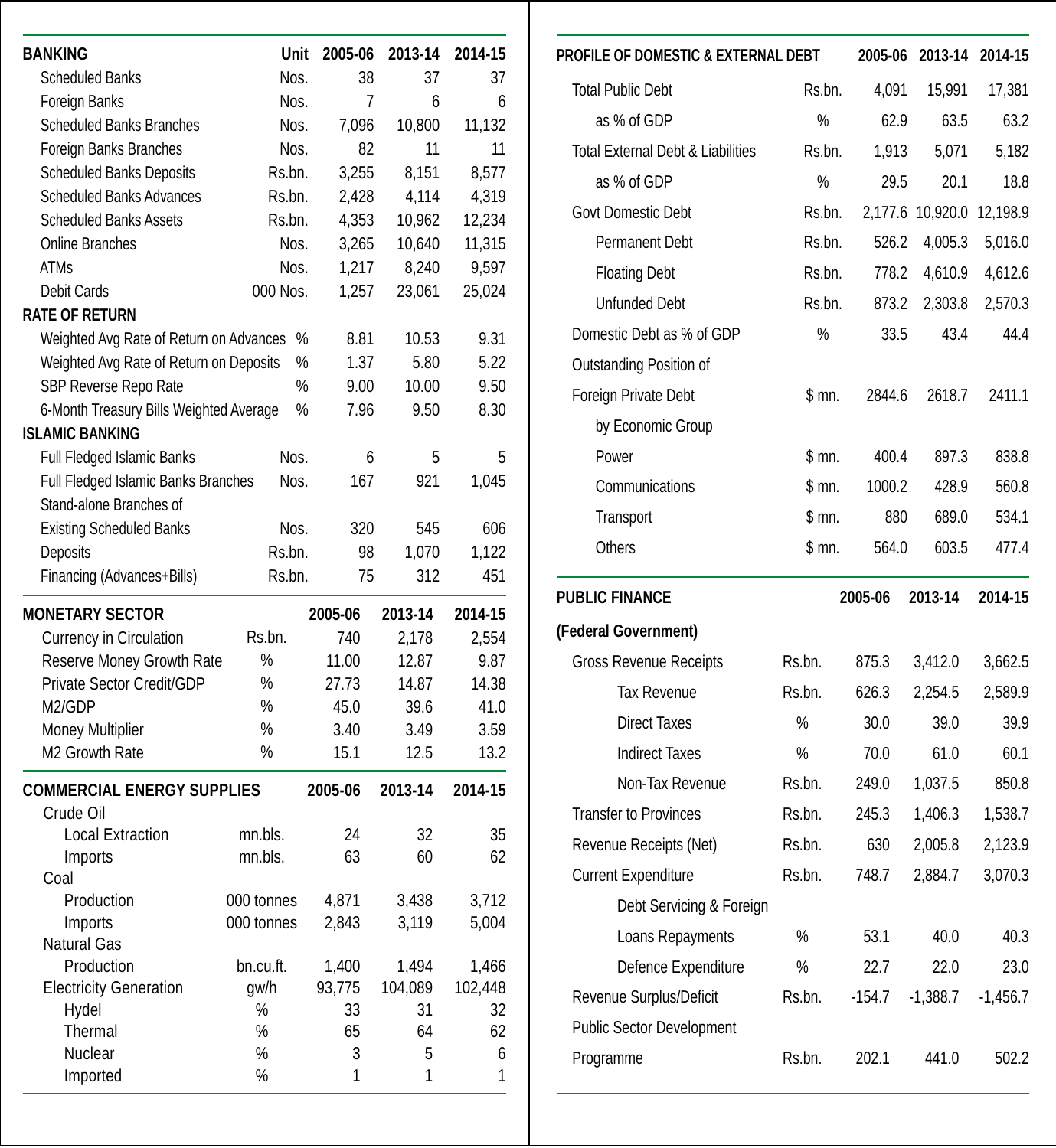| BANKING | Unit | 2005-06 | 2013-14 | 2014-15 |
|---|---|---|---|---|
| Scheduled Banks | Nos. | 38 | 37 | 37 |
| Foreign Banks | Nos. | 7 | 6 | 6 |
| Scheduled Banks Branches | Nos. | 7,096 | 10,800 | 11,132 |
| Foreign Banks Branches | Nos. | 82 | 11 | 11 |
| Scheduled Banks Deposits | Rs.bn. | 3,255 | 8,151 | 8,577 |
| Scheduled Banks Advances | Rs.bn. | 2,428 | 4,114 | 4,319 |
| Scheduled Banks Assets | Rs.bn. | 4,353 | 10,962 | 12,234 |
| Online Branches | Nos. | 3,265 | 10,640 | 11,315 |
| ATMs | Nos. | 1,217 | 8,240 | 9,597 |
| Debit Cards | 000 Nos. | 1,257 | 23,061 | 25,024 |
| **RATE OF RETURN** | | | | |
| Weighted Avg Rate of Return on Advances | % | 8.81 | 10.53 | 9.31 |
| Weighted Avg Rate of Return on Deposits | % | 1.37 | 5.80 | 5.22 |
| SBP Reverse Repo Rate | % | 9.00 | 10.00 | 9.50 |
| 6-Month Treasury Bills Weighted Average | % | 7.96 | 9.50 | 8.30 |
| **ISLAMIC BANKING** | | | | |
| Full Fledged Islamic Banks | Nos. | 6 | 5 | 5 |
| Full Fledged Islamic Banks Branches | Nos. | 167 | 921 | 1,045 |
| Stand-alone Branches of Existing Scheduled Banks | Nos. | 320 | 545 | 606 |
| Deposits | Rs.bn. | 98 | 1,070 | 1,122 |
| Financing (Advances+Bills) | Rs.bn. | 75 | 312 | 451 |

| MONETARY SECTOR | | 2005-06 | 2013-14 | 2014-15 |
|---|---|---|---|---|
| Currency in Circulation | Rs.bn. | 740 | 2,178 | 2,554 |
| Reserve Money Growth Rate | % | 11.00 | 12.87 | 9.87 |
| Private Sector Credit/GDP | % | 27.73 | 14.87 | 14.38 |
| M2/GDP | % | 45.0 | 39.6 | 41.0 |
| Money Multiplier | % | 3.40 | 3.49 | 3.59 |
| M2 Growth Rate | % | 15.1 | 12.5 | 13.2 |

| COMMERCIAL ENERGY SUPPLIES | | 2005-06 | 2013-14 | 2014-15 |
|---|---|---|---|---|
| Crude Oil | | | | |
| Local Extraction | mn.bls. | 24 | 32 | 35 |
| Imports | mn.bls. | 63 | 60 | 62 |
| Coal | | | | |
| Production | 000 tonnes | 4,871 | 3,438 | 3,712 |
| Imports | 000 tonnes | 2,843 | 3,119 | 5,004 |
| Natural Gas | | | | |
| Production | bn.cu.ft. | 1,400 | 1,494 | 1,466 |
| Electricity Generation | gw/h | 93,775 | 104,089 | 102,448 |
| Hydel | % | 33 | 31 | 32 |
| Thermal | % | 65 | 64 | 62 |
| Nuclear | % | 3 | 5 | 6 |
| Imported | % | 1 | 1 | 1 |

| PROFILE OF DOMESTIC & EXTERNAL DEBT | | 2005-06 | 2013-14 | 2014-15 |
|---|---|---|---|---|
| Total Public Debt | Rs.bn. | 4,091 | 15,991 | 17,381 |
| as % of GDP | % | 62.9 | 63.5 | 63.2 |
| Total External Debt & Liabilities | Rs.bn. | 1,913 | 5,071 | 5,182 |
| as % of GDP | % | 29.5 | 20.1 | 18.8 |
| Govt Domestic Debt | Rs.bn. | 2,177.6 | 10,920.0 | 12,198.9 |
| Permanent Debt | Rs.bn. | 526.2 | 4,005.3 | 5,016.0 |
| Floating Debt | Rs.bn. | 778.2 | 4,610.9 | 4,612.6 |
| Unfunded Debt | Rs.bn. | 873.2 | 2,303.8 | 2,570.3 |
| Domestic Debt as % of GDP | % | 33.5 | 43.4 | 44.4 |
| Outstanding Position of Foreign Private Debt | $ mn. | 2844.6 | 2618.7 | 2411.1 |
| by Economic Group | | | | |
| Power | $ mn. | 400.4 | 897.3 | 838.8 |
| Communications | $ mn. | 1000.2 | 428.9 | 560.8 |
| Transport | $ mn. | 880 | 689.0 | 534.1 |
| Others | $ mn. | 564.0 | 603.5 | 477.4 |

| PUBLIC FINANCE (Federal Government) | | 2005-06 | 2013-14 | 2014-15 |
|---|---|---|---|---|
| Gross Revenue Receipts | Rs.bn. | 875.3 | 3,412.0 | 3,662.5 |
| Tax Revenue | Rs.bn. | 626.3 | 2,254.5 | 2,589.9 |
| Direct Taxes | % | 30.0 | 39.0 | 39.9 |
| Indirect Taxes | % | 70.0 | 61.0 | 60.1 |
| Non-Tax Revenue | Rs.bn. | 249.0 | 1,037.5 | 850.8 |
| Transfer to Provinces | Rs.bn. | 245.3 | 1,406.3 | 1,538.7 |
| Revenue Receipts (Net) | Rs.bn. | 630 | 2,005.8 | 2,123.9 |
| Current Expenditure | Rs.bn. | 748.7 | 2,884.7 | 3,070.3 |
| Debt Servicing & Foreign Loans Repayments | % | 53.1 | 40.0 | 40.3 |
| Defence Expenditure | % | 22.7 | 22.0 | 23.0 |
| Revenue Surplus/Deficit | Rs.bn. | -154.7 | -1,388.7 | -1,456.7 |
| Public Sector Development Programme | Rs.bn. | 202.1 | 441.0 | 502.2 |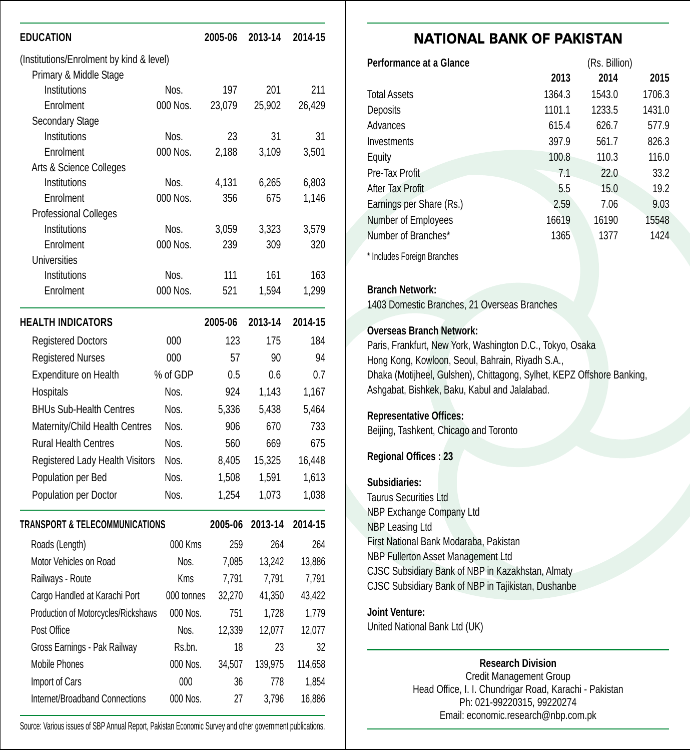## EDUCATION

| EDUCATION | | 2005-06 | 2013-14 | 2014-15 |
|---|---|---|---|---|
| (Institutions/Enrolment by kind & level) | | | | |
| Primary & Middle Stage | | | | |
| Institutions | Nos. | 197 | 201 | 211 |
| Enrolment | 000 Nos. | 23,079 | 25,902 | 26,429 |
| Secondary Stage | | | | |
| Institutions | Nos. | 23 | 31 | 31 |
| Enrolment | 000 Nos. | 2,188 | 3,109 | 3,501 |
| Arts & Science Colleges | | | | |
| Institutions | Nos. | 4,131 | 6,265 | 6,803 |
| Enrolment | 000 Nos. | 356 | 675 | 1,146 |
| Professional Colleges | | | | |
| Institutions | Nos. | 3,059 | 3,323 | 3,579 |
| Enrolment | 000 Nos. | 239 | 309 | 320 |
| Universities | | | | |
| Institutions | Nos. | 111 | 161 | 163 |
| Enrolment | 000 Nos. | 521 | 1,594 | 1,299 |

## HEALTH INDICATORS

| HEALTH INDICATORS | | 2005-06 | 2013-14 | 2014-15 |
|---|---|---|---|---|
| Registered Doctors | 000 | 123 | 175 | 184 |
| Registered Nurses | 000 | 57 | 90 | 94 |
| Expenditure on Health | % of GDP | 0.5 | 0.6 | 0.7 |
| Hospitals | Nos. | 924 | 1,143 | 1,167 |
| BHUs Sub-Health Centres | Nos. | 5,336 | 5,438 | 5,464 |
| Maternity/Child Health Centres | Nos. | 906 | 670 | 733 |
| Rural Health Centres | Nos. | 560 | 669 | 675 |
| Registered Lady Health Visitors | Nos. | 8,405 | 15,325 | 16,448 |
| Population per Bed | Nos. | 1,508 | 1,591 | 1,613 |
| Population per Doctor | Nos. | 1,254 | 1,073 | 1,038 |

## TRANSPORT & TELECOMMUNICATIONS

| TRANSPORT & TELECOMMUNICATIONS | | 2005-06 | 2013-14 | 2014-15 |
|---|---|---|---|---|
| Roads (Length) | 000 Kms | 259 | 264 | 264 |
| Motor Vehicles on Road | Nos. | 7,085 | 13,242 | 13,886 |
| Railways - Route | Kms | 7,791 | 7,791 | 7,791 |
| Cargo Handled at Karachi Port | 000 tonnes | 32,270 | 41,350 | 43,422 |
| Production of Motorcycles/Rickshaws | 000 Nos. | 751 | 1,728 | 1,779 |
| Post Office | Nos. | 12,339 | 12,077 | 12,077 |
| Gross Earnings - Pak Railway | Rs.bn. | 18 | 23 | 32 |
| Mobile Phones | 000 Nos. | 34,507 | 139,975 | 114,658 |
| Import of Cars | 000 | 36 | 778 | 1,854 |
| Internet/Broadband Connections | 000 Nos. | 27 | 3,796 | 16,886 |

Source: Various issues of SBP Annual Report, Pakistan Economic Survey and other government publications.

# NATIONAL BANK OF PAKISTAN

**Performance at a Glance** (Rs. Billion)

| | 2013 | 2014 | 2015 |
|---|---|---|---|
| Total Assets | 1364.3 | 1543.0 | 1706.3 |
| Deposits | 1101.1 | 1233.5 | 1431.0 |
| Advances | 615.4 | 626.7 | 577.9 |
| Investments | 397.9 | 561.7 | 826.3 |
| Equity | 100.8 | 110.3 | 116.0 |
| Pre-Tax Profit | 7.1 | 22.0 | 33.2 |
| After Tax Profit | 5.5 | 15.0 | 19.2 |
| Earnings per Share (Rs.) | 2.59 | 7.06 | 9.03 |
| Number of Employees | 16619 | 16190 | 15548 |
| Number of Branches* | 1365 | 1377 | 1424 |

* Includes Foreign Branches

**Branch Network:**
1403 Domestic Branches, 21 Overseas Branches

**Overseas Branch Network:**
Paris, Frankfurt, New York, Washington D.C., Tokyo, Osaka
Hong Kong, Kowloon, Seoul, Bahrain, Riyadh S.A.,
Dhaka (Motijheel, Gulshen), Chittagong, Sylhet, KEPZ Offshore Banking,
Ashgabat, Bishkek, Baku, Kabul and Jalalabad.

**Representative Offices:**
Beijing, Tashkent, Chicago and Toronto

**Regional Offices : 23**

**Subsidiaries:**
Taurus Securities Ltd
NBP Exchange Company Ltd
NBP Leasing Ltd
First National Bank Modaraba, Pakistan
NBP Fullerton Asset Management Ltd
CJSC Subsidiary Bank of NBP in Kazakhstan, Almaty
CJSC Subsidiary Bank of NBP in Tajikistan, Dushanbe

**Joint Venture:**
United National Bank Ltd (UK)

**Research Division**
Credit Management Group
Head Office, I. I. Chundrigar Road, Karachi - Pakistan
Ph: 021-99220315, 99220274
Email: economic.research@nbp.com.pk